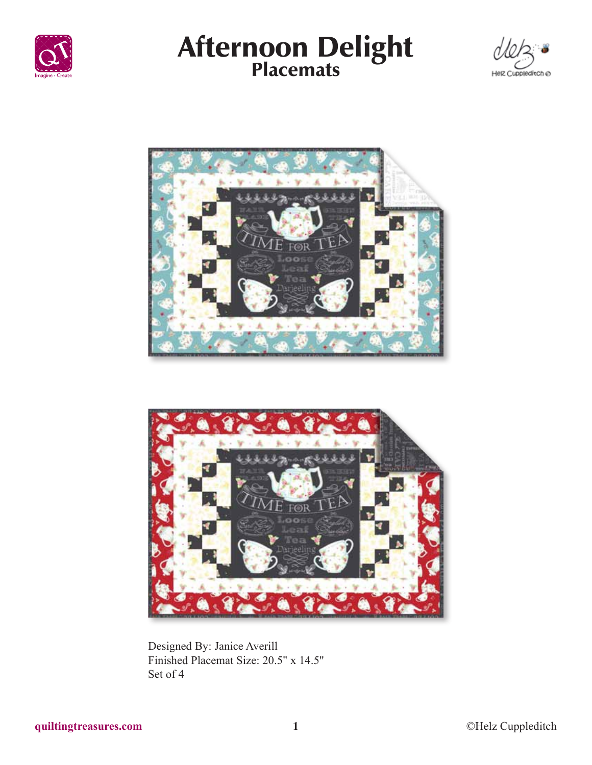# Afternoon Delight
## Placemats

Designed By: Janice Averill
Finished Placemat Size: 20.5" x 14.5"
Set of 4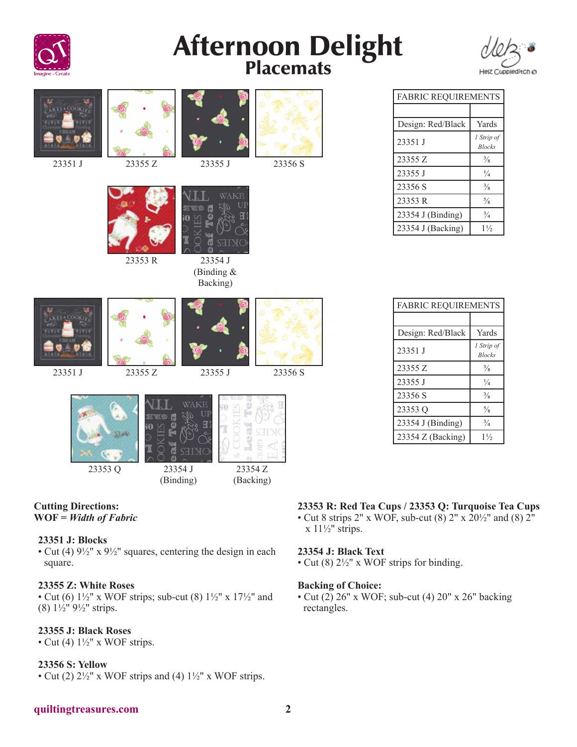# Afternoon Delight

## Placemats

23351 J | 23355 Z | 23355 J | 23356 S

23353 R | 23354 J (Binding & Backing)

| FABRIC REQUIREMENTS | |
|---|---|
| | |
| Design: Red/Black | Yards |
| 23351 J | *1 Strip of Blocks* |
| 23355 Z | ⅜ |
| 23355 J | ¼ |
| 23356 S | ⅜ |
| 23353 R | ⅝ |
| 23354 J (Binding) | ¾ |
| 23354 J (Backing) | 1½ |

23351 J | 23355 Z | 23355 J | 23356 S

23353 Q | 23354 J (Binding) | 23354 Z (Backing)

| FABRIC REQUIREMENTS | |
|---|---|
| | |
| Design: Red/Black | Yards |
| 23351 J | *1 Strip of Blocks* |
| 23355 Z | ⅜ |
| 23355 J | ¼ |
| 23356 S | ⅜ |
| 23353 Q | ⅝ |
| 23354 J (Binding) | ¾ |
| 23354 Z (Backing) | 1½ |

**Cutting Directions:**
**WOF = *Width of Fabric***

**23351 J: Blocks**
- Cut (4) 9½" x 9½" squares, centering the design in each square.

**23355 Z: White Roses**
- Cut (6) 1½" x WOF strips; sub-cut (8) 1½" x 17½" and (8) 1½" 9½" strips.

**23355 J: Black Roses**
- Cut (4) 1½" x WOF strips.

**23356 S: Yellow**
- Cut (2) 2½" x WOF strips and (4) 1½" x WOF strips.

**23353 R: Red Tea Cups / 23353 Q: Turquoise Tea Cups**
- Cut 8 strips 2" x WOF, sub-cut (8) 2" x 20½" and (8) 2" x 11½" strips.

**23354 J: Black Text**
- Cut (8) 2½" x WOF strips for binding.

**Backing of Choice:**
- Cut (2) 26" x WOF; sub-cut (4) 20" x 26" backing rectangles.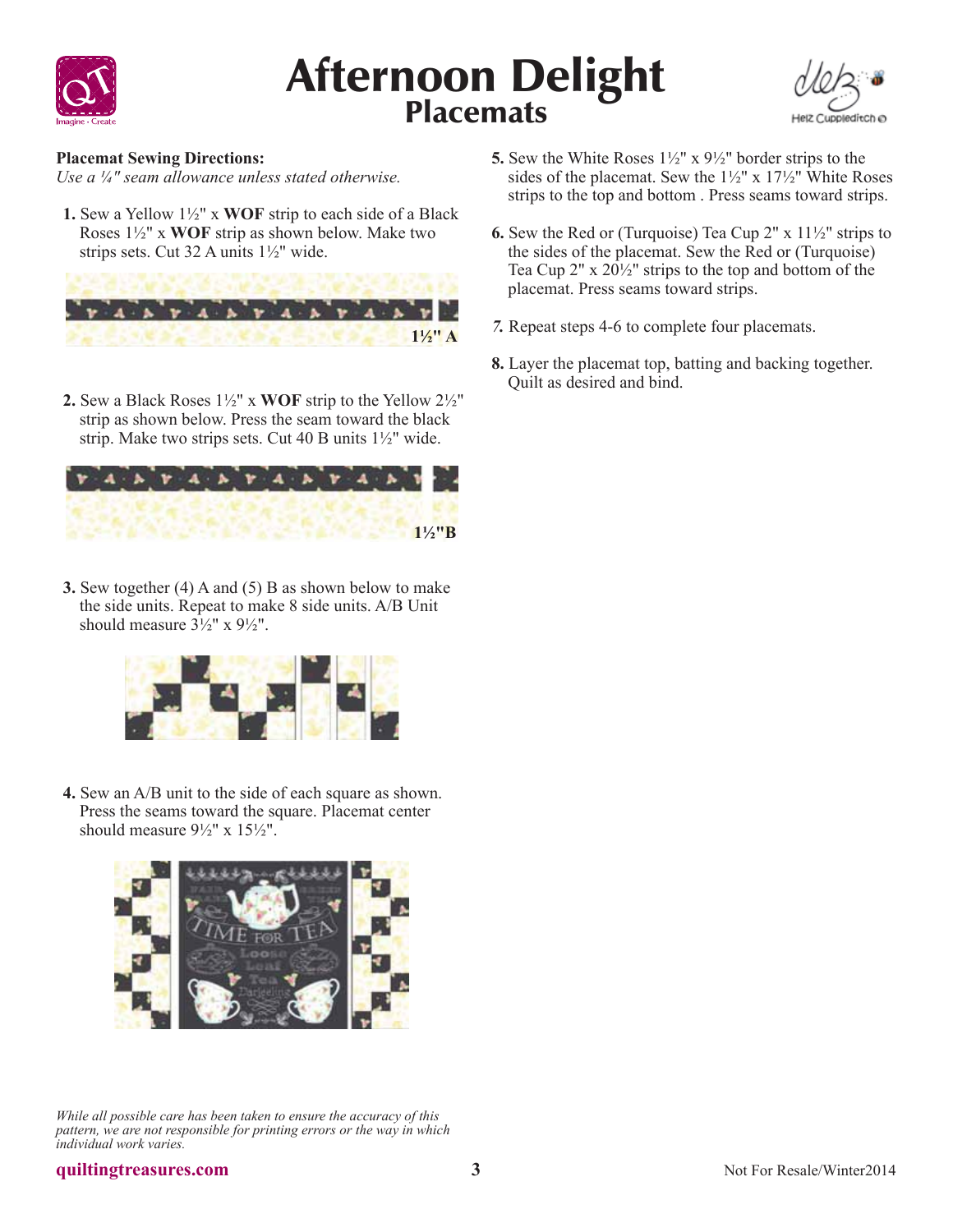# Afternoon Delight
## Placemats

**Placemat Sewing Directions:**
*Use a ¼" seam allowance unless stated otherwise.*

1. Sew a Yellow 1½" x **WOF** strip to each side of a Black Roses 1½" x **WOF** strip as shown below. Make two strips sets. Cut 32 A units 1½" wide.

1½" A

2. Sew a Black Roses 1½" x **WOF** strip to the Yellow 2½" strip as shown below. Press the seam toward the black strip. Make two strips sets. Cut 40 B units 1½" wide.

1½"B

3. Sew together (4) A and (5) B as shown below to make the side units. Repeat to make 8 side units. A/B Unit should measure 3½" x 9½".

4. Sew an A/B unit to the side of each square as shown. Press the seams toward the square. Placemat center should measure 9½" x 15½".

5. Sew the White Roses 1½" x 9½" border strips to the sides of the placemat. Sew the 1½" x 17½" White Roses strips to the top and bottom . Press seams toward strips.

6. Sew the Red or (Turquoise) Tea Cup 2" x 11½" strips to the sides of the placemat. Sew the Red or (Turquoise) Tea Cup 2" x 20½" strips to the top and bottom of the placemat. Press seams toward strips.

7. Repeat steps 4-6 to complete four placemats.

8. Layer the placemat top, batting and backing together. Quilt as desired and bind.

*While all possible care has been taken to ensure the accuracy of this pattern, we are not responsible for printing errors or the way in which individual work varies.*

**quiltingtreasures.com** Not For Resale/Winter2014